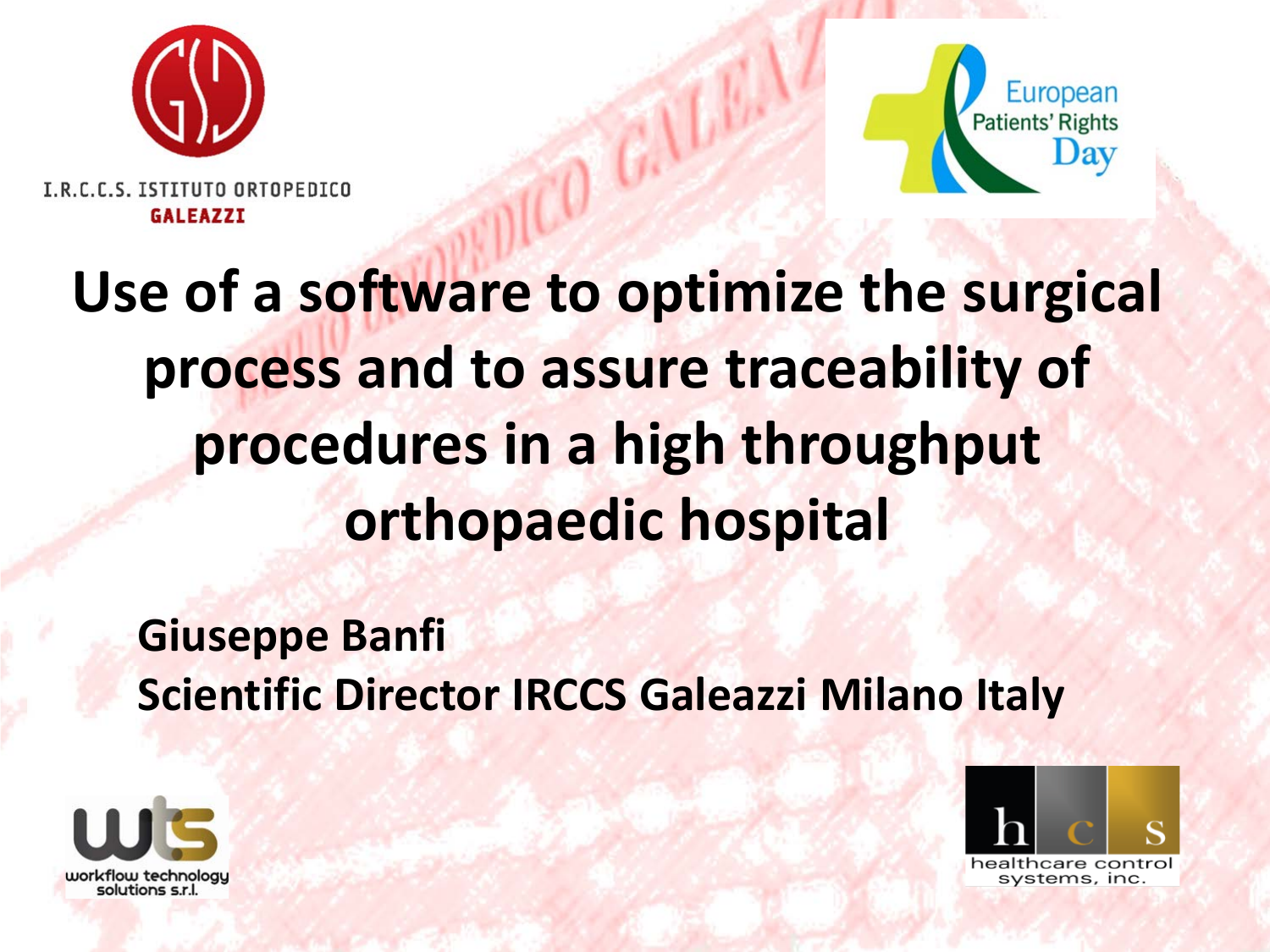I.R.C.C.S. ISTITUTO ORTOPEDICO GALEAZZI

European Patients' Rights Day

# Use of a software to optimize the surgical process and to assure traceability of procedures in a high throughput orthopaedic hospital

**Giuseppe Banfi**
**Scientific Director IRCCS Galeazzi Milano Italy**

wts workflow technology solutions s.r.l.

hcs healthcare control systems, inc.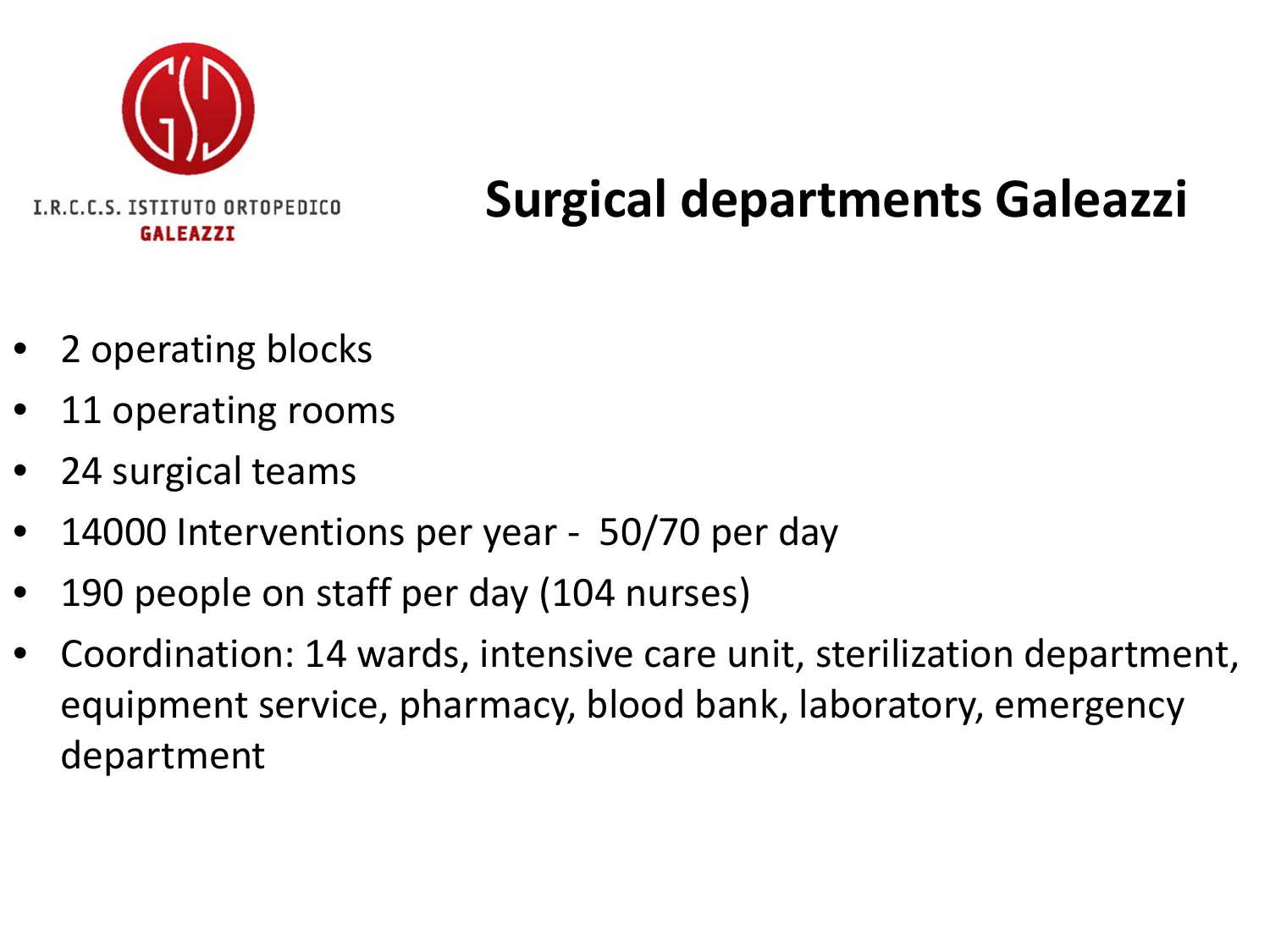I.R.C.C.S. ISTITUTO ORTOPEDICO GALEAZZI

# Surgical departments Galeazzi

- 2 operating blocks
- 11 operating rooms
- 24 surgical teams
- 14000 Interventions per year - 50/70 per day
- 190 people on staff per day (104 nurses)
- Coordination: 14 wards, intensive care unit, sterilization department, equipment service, pharmacy, blood bank, laboratory, emergency department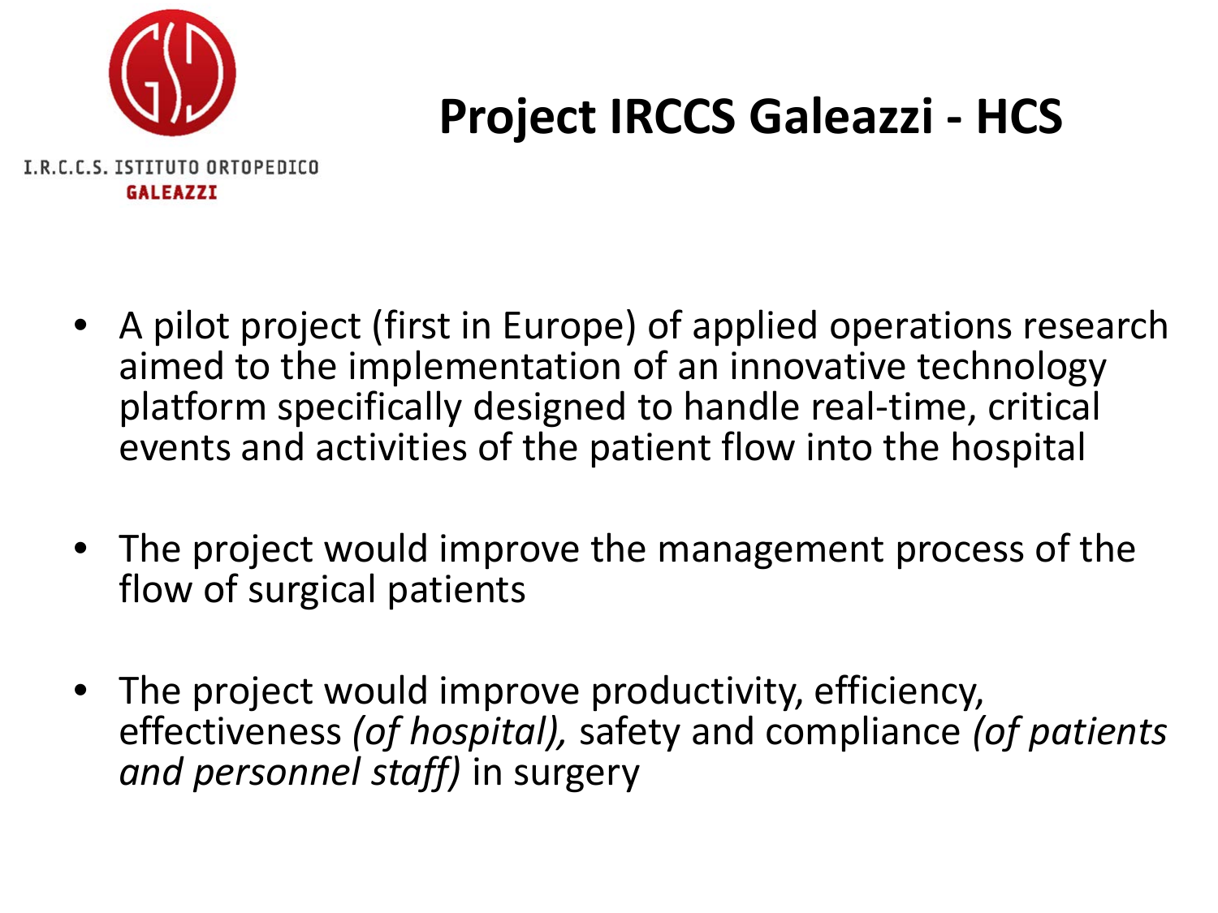I.R.C.C.S. ISTITUTO ORTOPEDICO
GALEAZZI

# Project IRCCS Galeazzi - HCS

- A pilot project (first in Europe) of applied operations research aimed to the implementation of an innovative technology platform specifically designed to handle real-time, critical events and activities of the patient flow into the hospital
- The project would improve the management process of the flow of surgical patients
- The project would improve productivity, efficiency, effectiveness *(of hospital),* safety and compliance *(of patients and personnel staff)* in surgery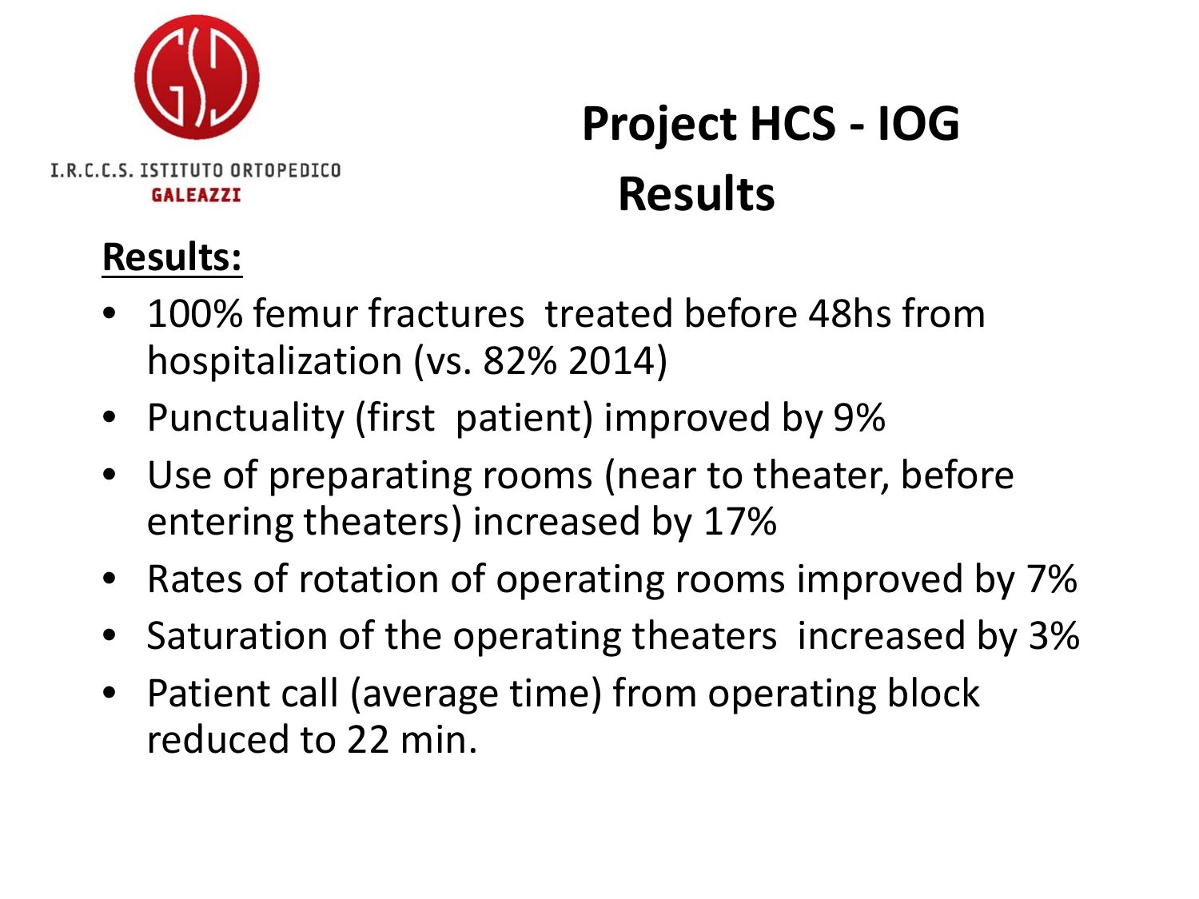I.R.C.C.S. ISTITUTO ORTOPEDICO GALEAZZI

# Project HCS - IOG Results

**Results:**

- 100% femur fractures treated before 48hs from hospitalization (vs. 82% 2014)
- Punctuality (first patient) improved by 9%
- Use of preparating rooms (near to theater, before entering theaters) increased by 17%
- Rates of rotation of operating rooms improved by 7%
- Saturation of the operating theaters increased by 3%
- Patient call (average time) from operating block reduced to 22 min.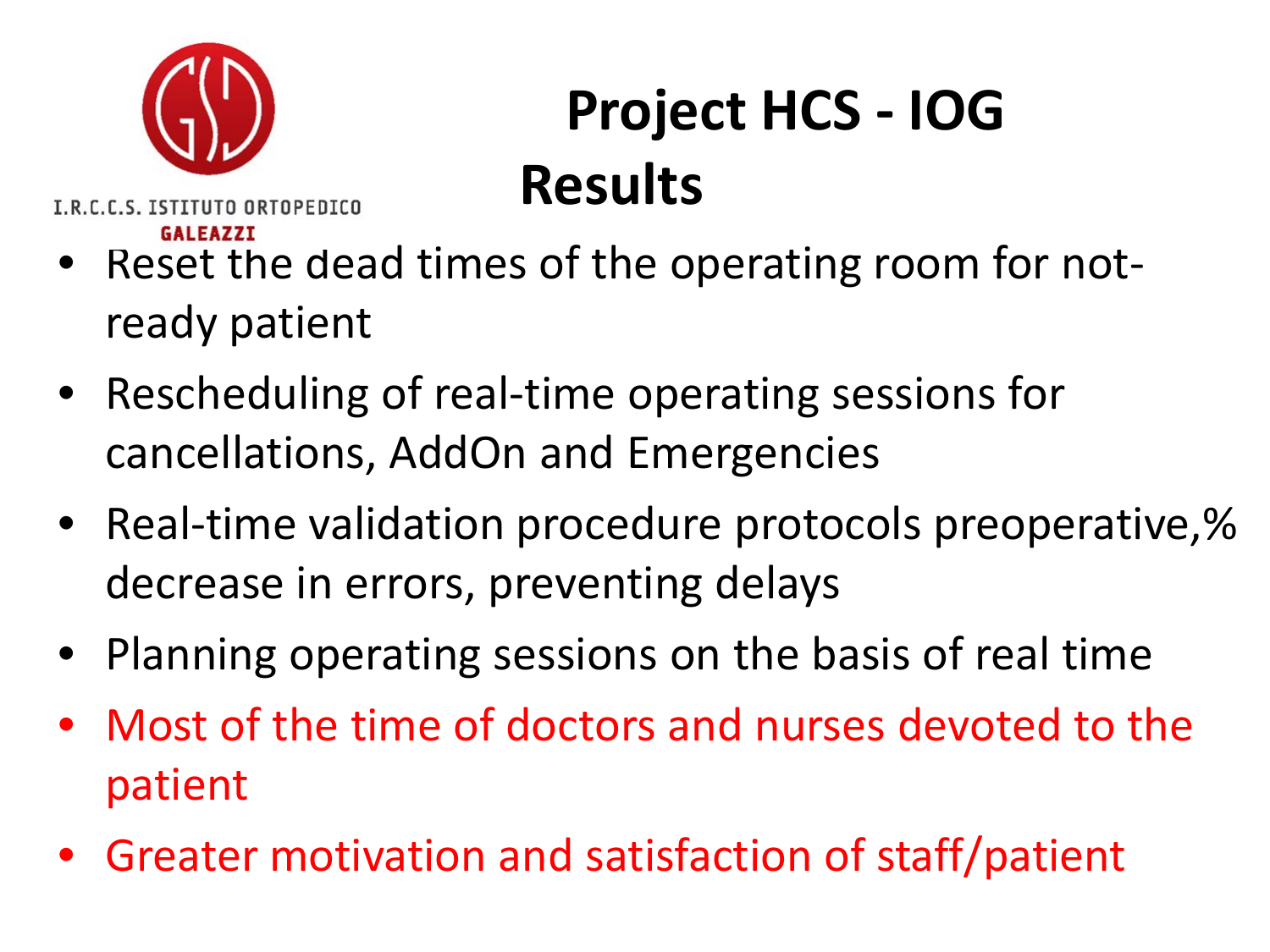I.R.C.C.S. ISTITUTO ORTOPEDICO GALEAZZI

# Project HCS - IOG Results

- Reset the dead times of the operating room for not-ready patient
- Rescheduling of real-time operating sessions for cancellations, AddOn and Emergencies
- Real-time validation procedure protocols preoperative,% decrease in errors, preventing delays
- Planning operating sessions on the basis of real time
- Most of the time of doctors and nurses devoted to the patient
- Greater motivation and satisfaction of staff/patient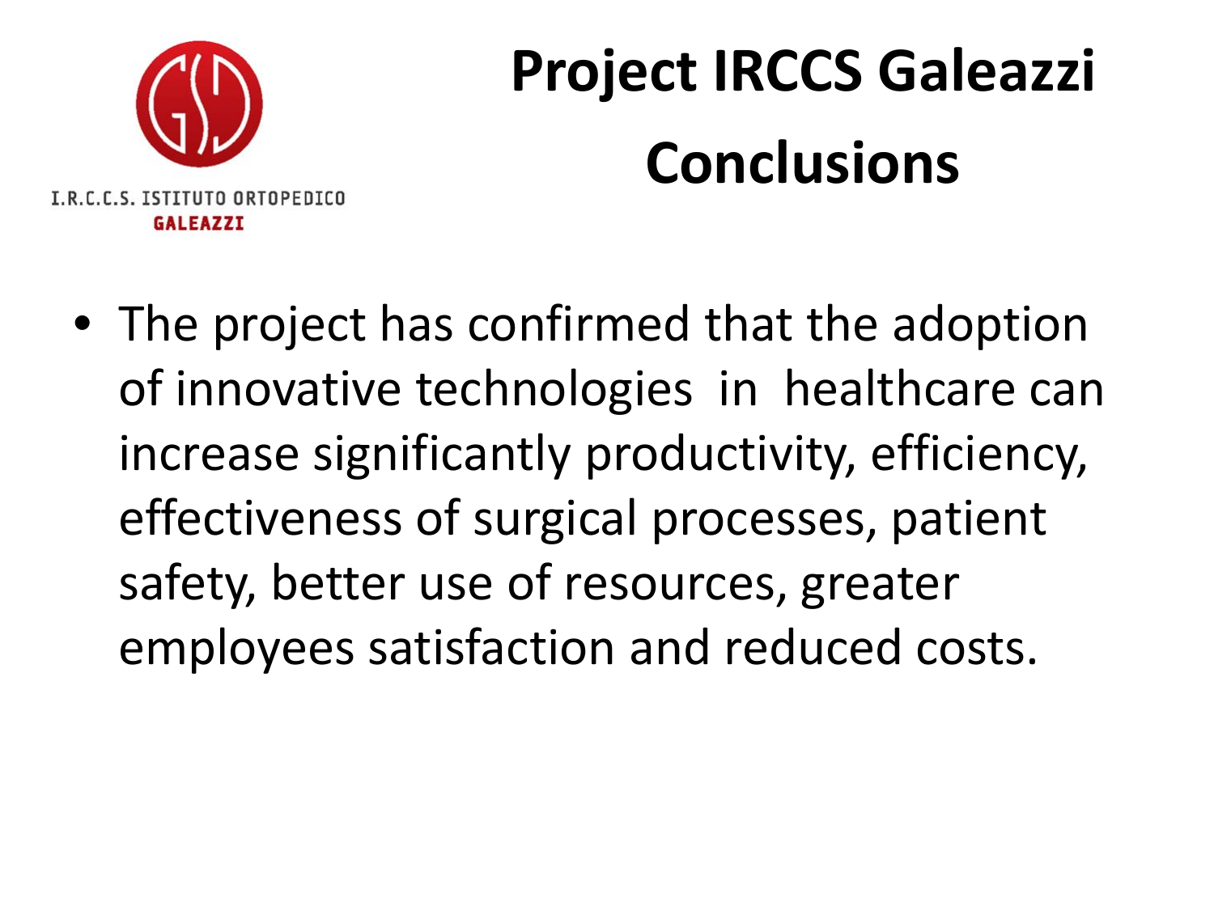I.R.C.C.S. ISTITUTO ORTOPEDICO GALEAZZI

# Project IRCCS Galeazzi Conclusions

- The project has confirmed that the adoption of innovative technologies in healthcare can increase significantly productivity, efficiency, effectiveness of surgical processes, patient safety, better use of resources, greater employees satisfaction and reduced costs.